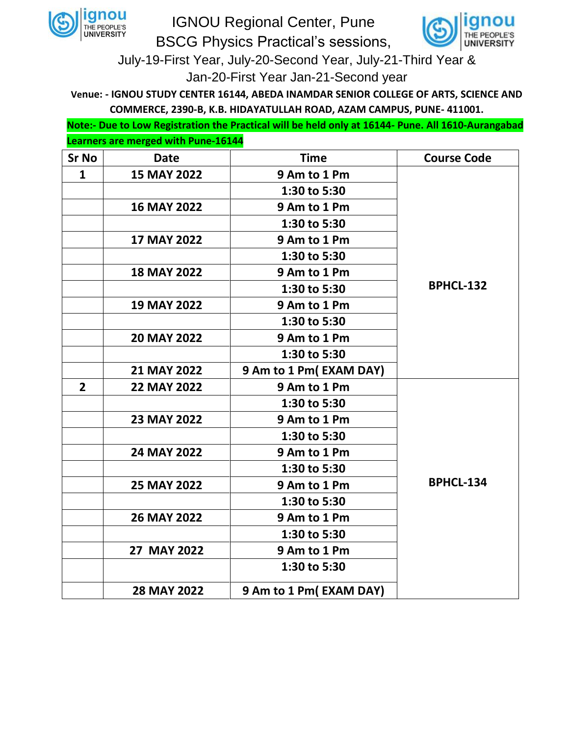# IGNOU Regional Center, Pune

## BSCG Physics Practical's sessions,

July-19-First Year, July-20-Second Year, July-21-Third Year & Jan-20-First Year Jan-21-Second year

**Venue: - IGNOU STUDY CENTER 16144, ABEDA INAMDAR SENIOR COLLEGE OF ARTS, SCIENCE AND COMMERCE, 2390-B, K.B. HIDAYATULLAH ROAD, AZAM CAMPUS, PUNE- 411001.**

**Note:- Due to Low Registration the Practical will be held only at 16144- Pune. All 1610-Aurangabad Learners are merged with Pune-16144**

| Sr No | Date | Time | Course Code |
|---|---|---|---|
| 1 | 15 MAY 2022 | 9 Am to 1 Pm | BPHCL-132 |
| | | 1:30 to 5:30 | |
| | 16 MAY 2022 | 9 Am to 1 Pm | |
| | | 1:30 to 5:30 | |
| | 17 MAY 2022 | 9 Am to 1 Pm | |
| | | 1:30 to 5:30 | |
| | 18 MAY 2022 | 9 Am to 1 Pm | |
| | | 1:30 to 5:30 | |
| | 19 MAY 2022 | 9 Am to 1 Pm | |
| | | 1:30 to 5:30 | |
| | 20 MAY 2022 | 9 Am to 1 Pm | |
| | | 1:30 to 5:30 | |
| | 21 MAY 2022 | 9 Am to 1 Pm( EXAM DAY) | |
| 2 | 22 MAY 2022 | 9 Am to 1 Pm | BPHCL-134 |
| | | 1:30 to 5:30 | |
| | 23 MAY 2022 | 9 Am to 1 Pm | |
| | | 1:30 to 5:30 | |
| | 24 MAY 2022 | 9 Am to 1 Pm | |
| | | 1:30 to 5:30 | |
| | 25 MAY 2022 | 9 Am to 1 Pm | |
| | | 1:30 to 5:30 | |
| | 26 MAY 2022 | 9 Am to 1 Pm | |
| | | 1:30 to 5:30 | |
| | 27 MAY 2022 | 9 Am to 1 Pm | |
| | | 1:30 to 5:30 | |
| | 28 MAY 2022 | 9 Am to 1 Pm( EXAM DAY) | |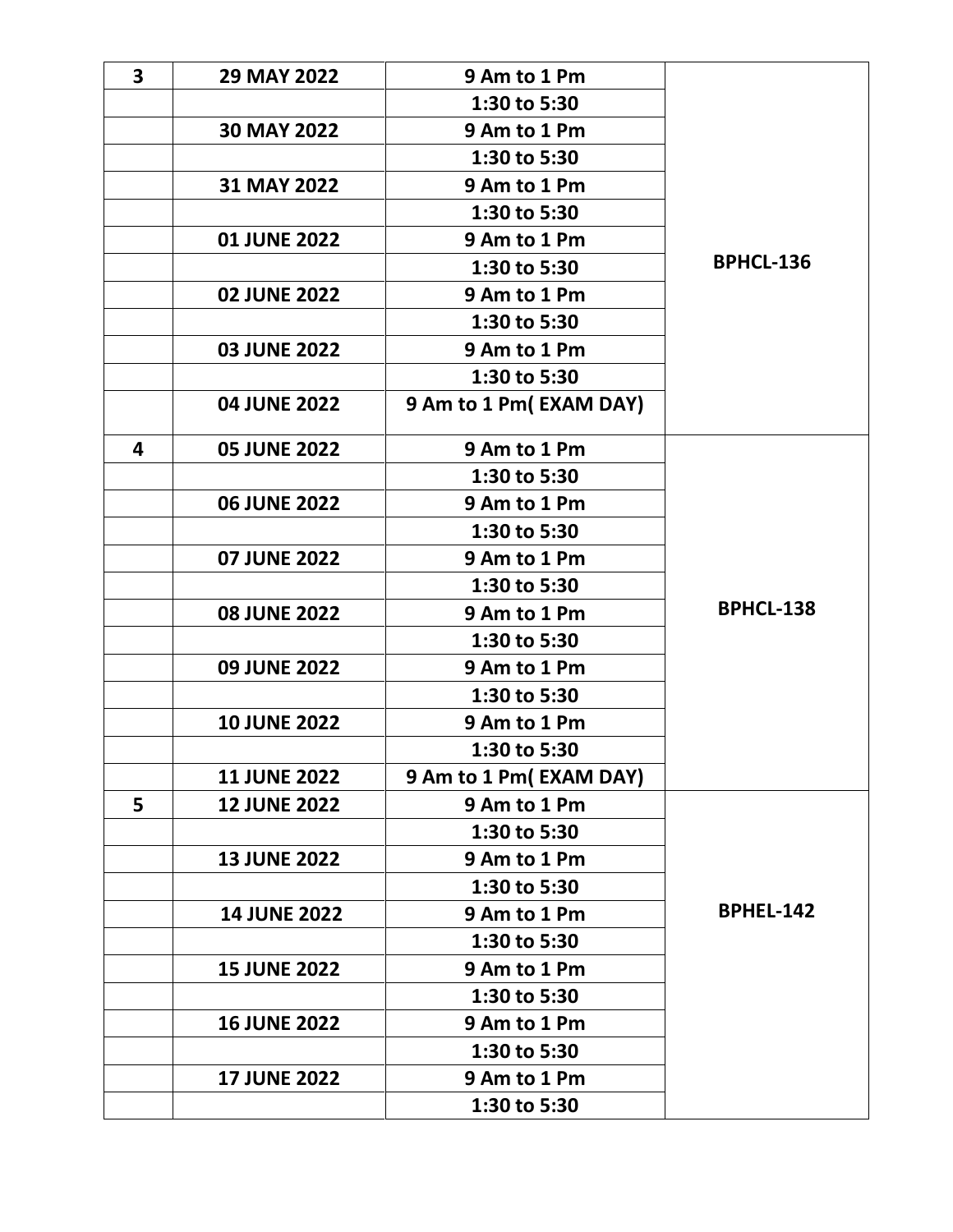| 3 | 29 MAY 2022 | 9 Am to 1 Pm | BPHCL-136 |
|---|---|---|---|
| | | 1:30 to 5:30 | |
| | 30 MAY 2022 | 9 Am to 1 Pm | |
| | | 1:30 to 5:30 | |
| | 31 MAY 2022 | 9 Am to 1 Pm | |
| | | 1:30 to 5:30 | |
| | 01 JUNE 2022 | 9 Am to 1 Pm | |
| | | 1:30 to 5:30 | |
| | 02 JUNE 2022 | 9 Am to 1 Pm | |
| | | 1:30 to 5:30 | |
| | 03 JUNE 2022 | 9 Am to 1 Pm | |
| | | 1:30 to 5:30 | |
| | 04 JUNE 2022 | 9 Am to 1 Pm( EXAM DAY) | |
| 4 | 05 JUNE 2022 | 9 Am to 1 Pm | BPHCL-138 |
| | | 1:30 to 5:30 | |
| | 06 JUNE 2022 | 9 Am to 1 Pm | |
| | | 1:30 to 5:30 | |
| | 07 JUNE 2022 | 9 Am to 1 Pm | |
| | | 1:30 to 5:30 | |
| | 08 JUNE 2022 | 9 Am to 1 Pm | |
| | | 1:30 to 5:30 | |
| | 09 JUNE 2022 | 9 Am to 1 Pm | |
| | | 1:30 to 5:30 | |
| | 10 JUNE 2022 | 9 Am to 1 Pm | |
| | | 1:30 to 5:30 | |
| | 11 JUNE 2022 | 9 Am to 1 Pm( EXAM DAY) | |
| 5 | 12 JUNE 2022 | 9 Am to 1 Pm | BPHEL-142 |
| | | 1:30 to 5:30 | |
| | 13 JUNE 2022 | 9 Am to 1 Pm | |
| | | 1:30 to 5:30 | |
| | 14 JUNE 2022 | 9 Am to 1 Pm | |
| | | 1:30 to 5:30 | |
| | 15 JUNE 2022 | 9 Am to 1 Pm | |
| | | 1:30 to 5:30 | |
| | 16 JUNE 2022 | 9 Am to 1 Pm | |
| | | 1:30 to 5:30 | |
| | 17 JUNE 2022 | 9 Am to 1 Pm | |
| | | 1:30 to 5:30 | |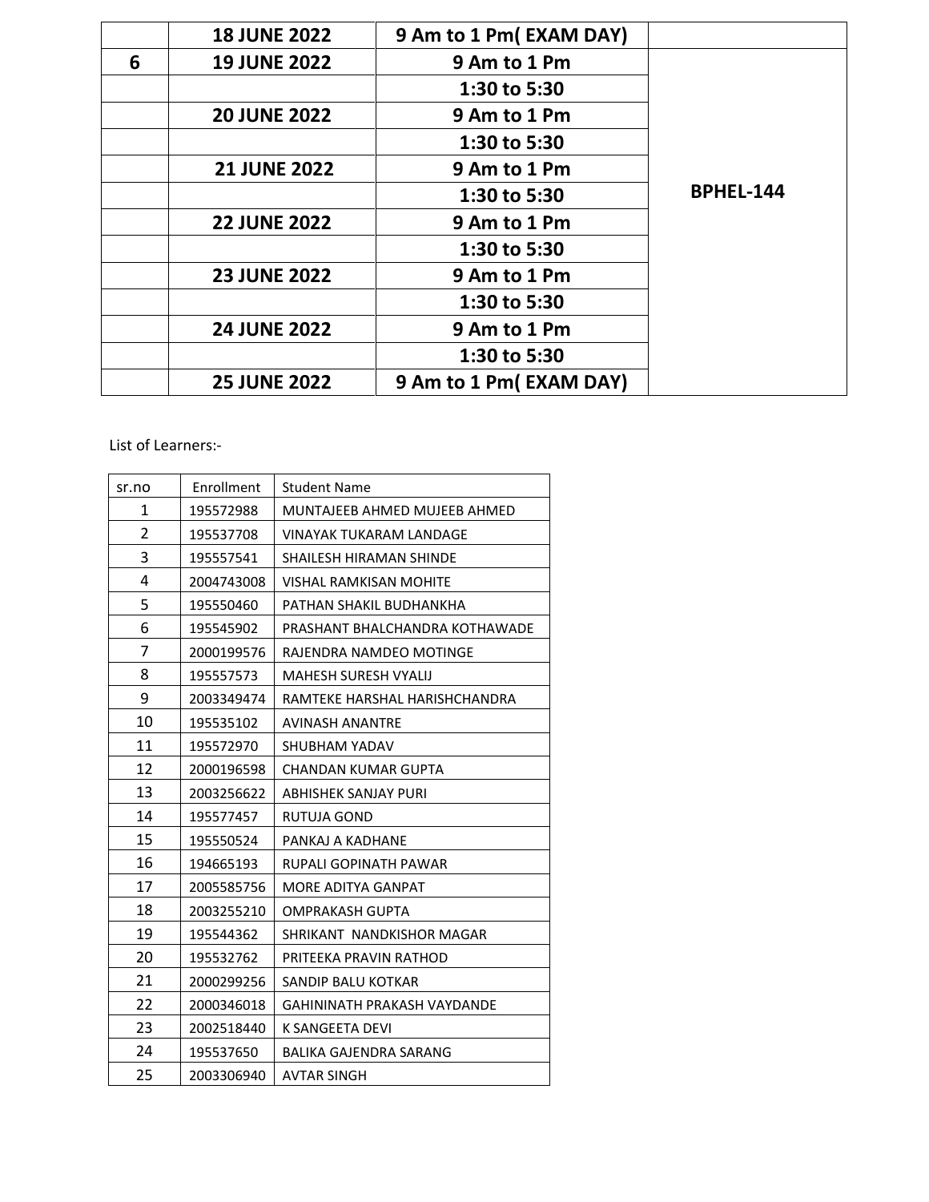|   | **18 JUNE 2022** | **9 Am to 1 Pm( EXAM DAY)** |   |
|---|---|---|---|
| **6** | **19 JUNE 2022** | **9 Am to 1 Pm** | **BPHEL-144** |
|   |   | **1:30 to 5:30** |   |
|   | **20 JUNE 2022** | **9 Am to 1 Pm** |   |
|   |   | **1:30 to 5:30** |   |
|   | **21 JUNE 2022** | **9 Am to 1 Pm** |   |
|   |   | **1:30 to 5:30** |   |
|   | **22 JUNE 2022** | **9 Am to 1 Pm** |   |
|   |   | **1:30 to 5:30** |   |
|   | **23 JUNE 2022** | **9 Am to 1 Pm** |   |
|   |   | **1:30 to 5:30** |   |
|   | **24 JUNE 2022** | **9 Am to 1 Pm** |   |
|   |   | **1:30 to 5:30** |   |
|   | **25 JUNE 2022** | **9 Am to 1 Pm( EXAM DAY)** |   |

List of Learners:-

| sr.no | Enrollment | Student Name |
|---|---|---|
| 1 | 195572988 | MUNTAJEEB AHMED MUJEEB AHMED |
| 2 | 195537708 | VINAYAK TUKARAM LANDAGE |
| 3 | 195557541 | SHAILESH HIRAMAN SHINDE |
| 4 | 2004743008 | VISHAL RAMKISAN MOHITE |
| 5 | 195550460 | PATHAN SHAKIL BUDHANKHA |
| 6 | 195545902 | PRASHANT BHALCHANDRA KOTHAWADE |
| 7 | 2000199576 | RAJENDRA NAMDEO MOTINGE |
| 8 | 195557573 | MAHESH SURESH VYALIJ |
| 9 | 2003349474 | RAMTEKE HARSHAL HARISHCHANDRA |
| 10 | 195535102 | AVINASH ANANTRE |
| 11 | 195572970 | SHUBHAM YADAV |
| 12 | 2000196598 | CHANDAN KUMAR GUPTA |
| 13 | 2003256622 | ABHISHEK SANJAY PURI |
| 14 | 195577457 | RUTUJA GOND |
| 15 | 195550524 | PANKAJ A KADHANE |
| 16 | 194665193 | RUPALI GOPINATH PAWAR |
| 17 | 2005585756 | MORE ADITYA GANPAT |
| 18 | 2003255210 | OMPRAKASH GUPTA |
| 19 | 195544362 | SHRIKANT NANDKISHOR MAGAR |
| 20 | 195532762 | PRITEEKA PRAVIN RATHOD |
| 21 | 2000299256 | SANDIP BALU KOTKAR |
| 22 | 2000346018 | GAHININATH PRAKASH VAYDANDE |
| 23 | 2002518440 | K SANGEETA DEVI |
| 24 | 195537650 | BALIKA GAJENDRA SARANG |
| 25 | 2003306940 | AVTAR SINGH |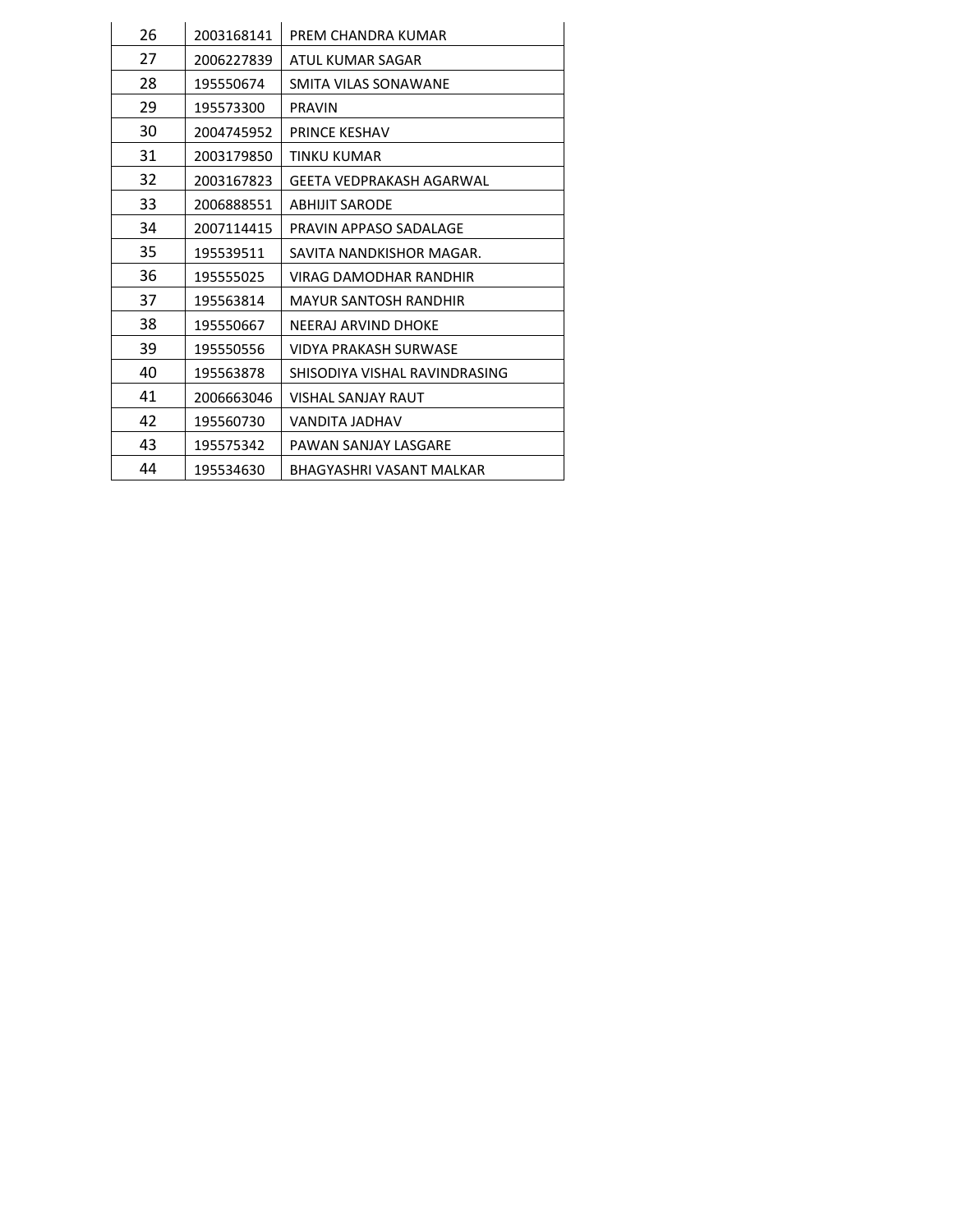| | | |
|---|---|---|
| 26 | 2003168141 | PREM CHANDRA KUMAR |
| 27 | 2006227839 | ATUL KUMAR SAGAR |
| 28 | 195550674 | SMITA VILAS SONAWANE |
| 29 | 195573300 | PRAVIN |
| 30 | 2004745952 | PRINCE KESHAV |
| 31 | 2003179850 | TINKU KUMAR |
| 32 | 2003167823 | GEETA VEDPRAKASH AGARWAL |
| 33 | 2006888551 | ABHIJIT SARODE |
| 34 | 2007114415 | PRAVIN APPASO SADALAGE |
| 35 | 195539511 | SAVITA NANDKISHOR MAGAR. |
| 36 | 195555025 | VIRAG DAMODHAR RANDHIR |
| 37 | 195563814 | MAYUR SANTOSH RANDHIR |
| 38 | 195550667 | NEERAJ ARVIND DHOKE |
| 39 | 195550556 | VIDYA PRAKASH SURWASE |
| 40 | 195563878 | SHISODIYA VISHAL RAVINDRASING |
| 41 | 2006663046 | VISHAL SANJAY RAUT |
| 42 | 195560730 | VANDITA JADHAV |
| 43 | 195575342 | PAWAN SANJAY LASGARE |
| 44 | 195534630 | BHAGYASHRI VASANT MALKAR |